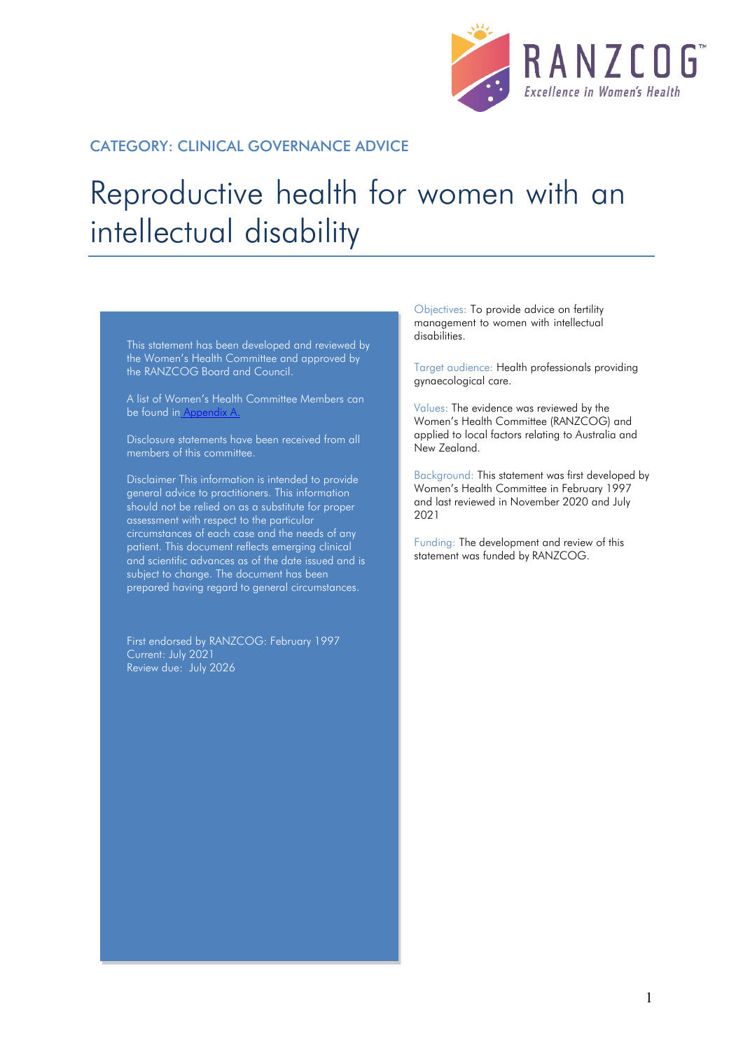CATEGORY: CLINICAL GOVERNANCE ADVICE

# Reproductive health for women with an intellectual disability

This statement has been developed and reviewed by the Women's Health Committee and approved by the RANZCOG Board and Council.

A list of Women's Health Committee Members can be found in Appendix A.

Disclosure statements have been received from all members of this committee.

Disclaimer This information is intended to provide general advice to practitioners. This information should not be relied on as a substitute for proper assessment with respect to the particular circumstances of each case and the needs of any patient. This document reflects emerging clinical and scientific advances as of the date issued and is subject to change. The document has been prepared having regard to general circumstances.

First endorsed by RANZCOG: February 1997
Current: July 2021
Review due: July 2026

Objectives: To provide advice on fertility management to women with intellectual disabilities.

Target audience: Health professionals providing gynaecological care.

Values: The evidence was reviewed by the Women's Health Committee (RANZCOG) and applied to local factors relating to Australia and New Zealand.

Background: This statement was first developed by Women's Health Committee in February 1997 and last reviewed in November 2020 and July 2021

Funding: The development and review of this statement was funded by RANZCOG.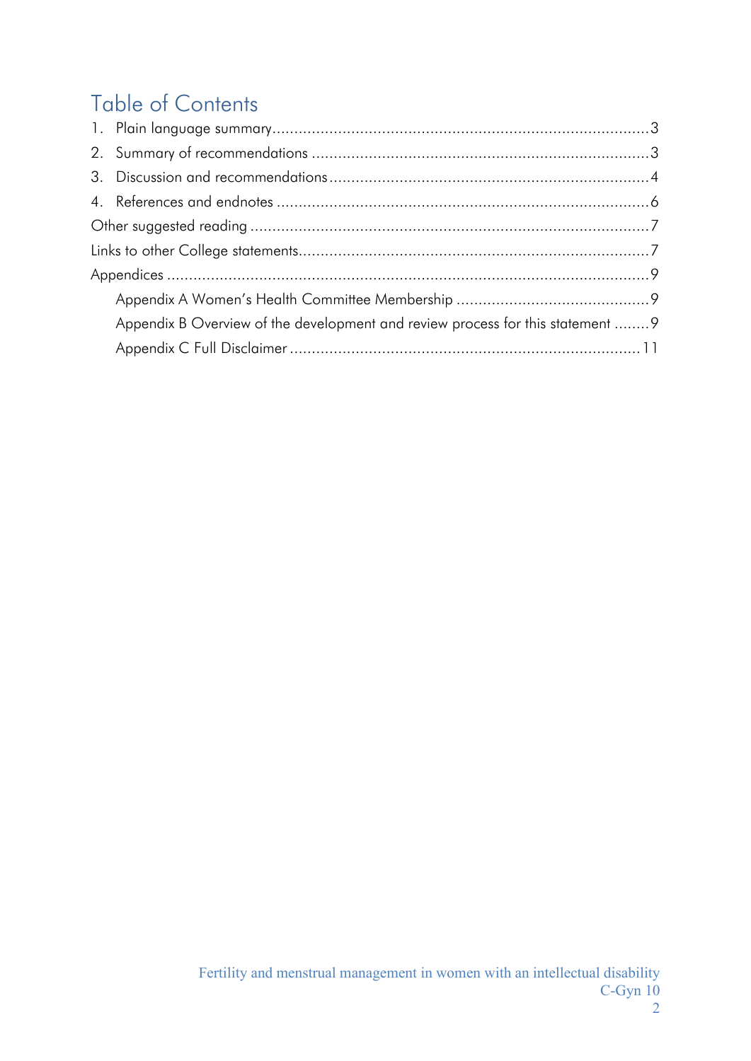# Table of Contents

1. Plain language summary ..... 3
2. Summary of recommendations ..... 3
3. Discussion and recommendations ..... 4
4. References and endnotes ..... 6

Other suggested reading ..... 7

Links to other College statements ..... 7

Appendices ..... 9

- Appendix A Women's Health Committee Membership ..... 9
- Appendix B Overview of the development and review process for this statement ..... 9
- Appendix C Full Disclaimer ..... 11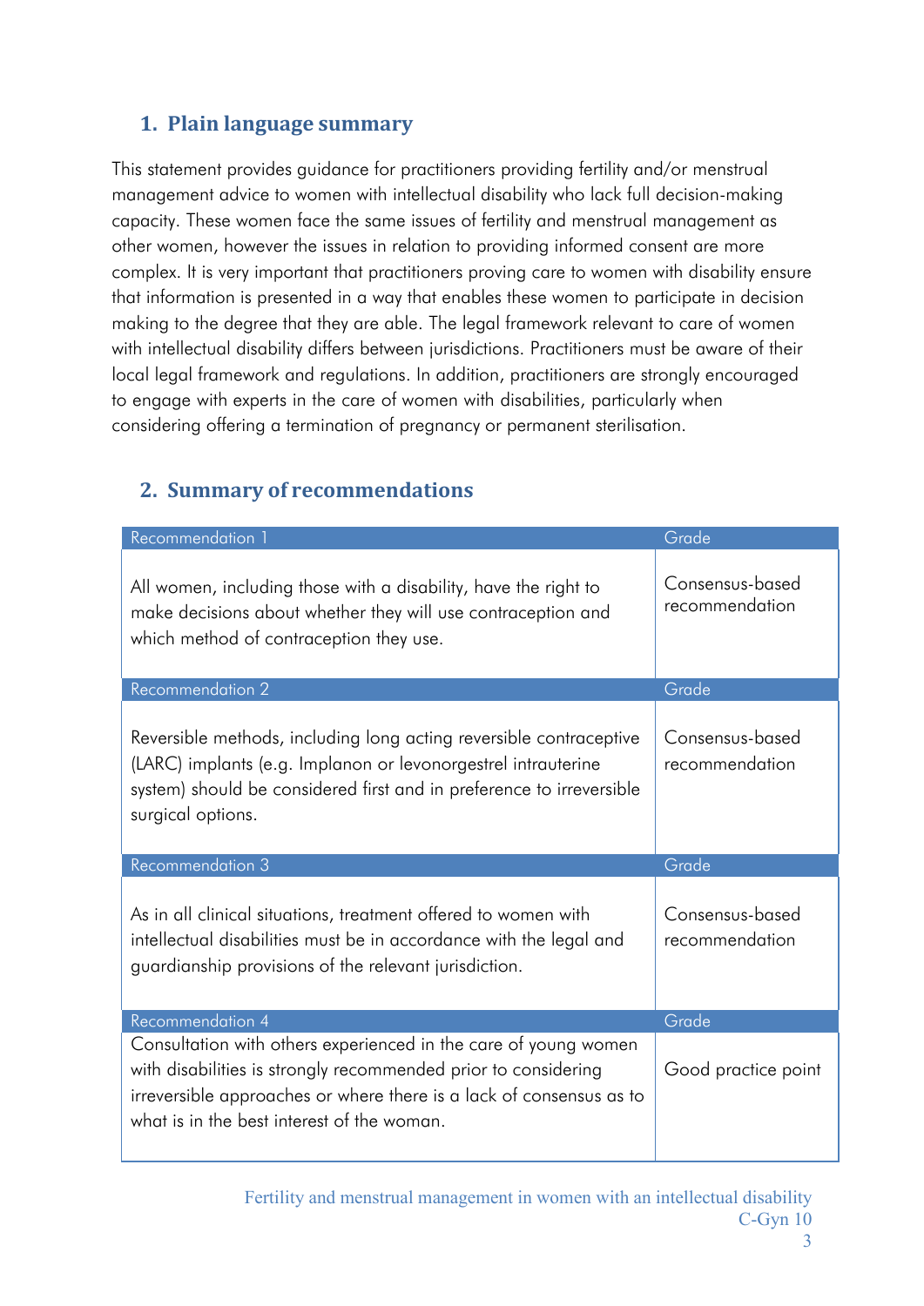## 1. Plain language summary

This statement provides guidance for practitioners providing fertility and/or menstrual management advice to women with intellectual disability who lack full decision-making capacity. These women face the same issues of fertility and menstrual management as other women, however the issues in relation to providing informed consent are more complex. It is very important that practitioners proving care to women with disability ensure that information is presented in a way that enables these women to participate in decision making to the degree that they are able. The legal framework relevant to care of women with intellectual disability differs between jurisdictions. Practitioners must be aware of their local legal framework and regulations. In addition, practitioners are strongly encouraged to engage with experts in the care of women with disabilities, particularly when considering offering a termination of pregnancy or permanent sterilisation.

## 2. Summary of recommendations

| Recommendation 1 | Grade |
|---|---|
| All women, including those with a disability, have the right to make decisions about whether they will use contraception and which method of contraception they use. | Consensus-based recommendation |
| **Recommendation 2** | **Grade** |
| Reversible methods, including long acting reversible contraceptive (LARC) implants (e.g. Implanon or levonorgestrel intrauterine system) should be considered first and in preference to irreversible surgical options. | Consensus-based recommendation |
| **Recommendation 3** | **Grade** |
| As in all clinical situations, treatment offered to women with intellectual disabilities must be in accordance with the legal and guardianship provisions of the relevant jurisdiction. | Consensus-based recommendation |
| **Recommendation 4** | **Grade** |
| Consultation with others experienced in the care of young women with disabilities is strongly recommended prior to considering irreversible approaches or where there is a lack of consensus as to what is in the best interest of the woman. | Good practice point |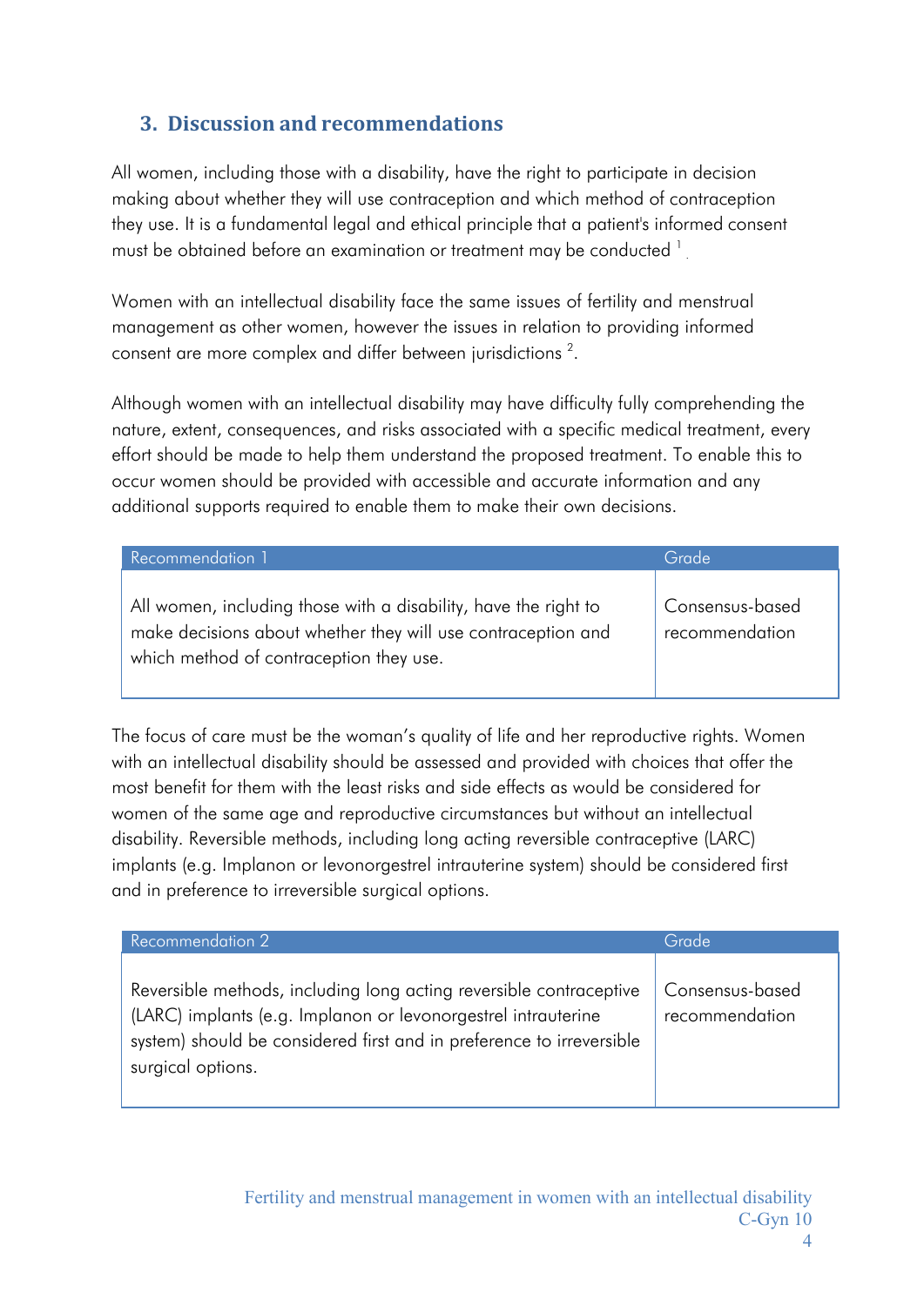## 3. Discussion and recommendations

All women, including those with a disability, have the right to participate in decision making about whether they will use contraception and which method of contraception they use. It is a fundamental legal and ethical principle that a patient's informed consent must be obtained before an examination or treatment may be conducted [1].

Women with an intellectual disability face the same issues of fertility and menstrual management as other women, however the issues in relation to providing informed consent are more complex and differ between jurisdictions [2].

Although women with an intellectual disability may have difficulty fully comprehending the nature, extent, consequences, and risks associated with a specific medical treatment, every effort should be made to help them understand the proposed treatment. To enable this to occur women should be provided with accessible and accurate information and any additional supports required to enable them to make their own decisions.

| Recommendation 1 | Grade |
| --- | --- |
| All women, including those with a disability, have the right to make decisions about whether they will use contraception and which method of contraception they use. | Consensus-based recommendation |

The focus of care must be the woman's quality of life and her reproductive rights. Women with an intellectual disability should be assessed and provided with choices that offer the most benefit for them with the least risks and side effects as would be considered for women of the same age and reproductive circumstances but without an intellectual disability. Reversible methods, including long acting reversible contraceptive (LARC) implants (e.g. Implanon or levonorgestrel intrauterine system) should be considered first and in preference to irreversible surgical options.

| Recommendation 2 | Grade |
| --- | --- |
| Reversible methods, including long acting reversible contraceptive (LARC) implants (e.g. Implanon or levonorgestrel intrauterine system) should be considered first and in preference to irreversible surgical options. | Consensus-based recommendation |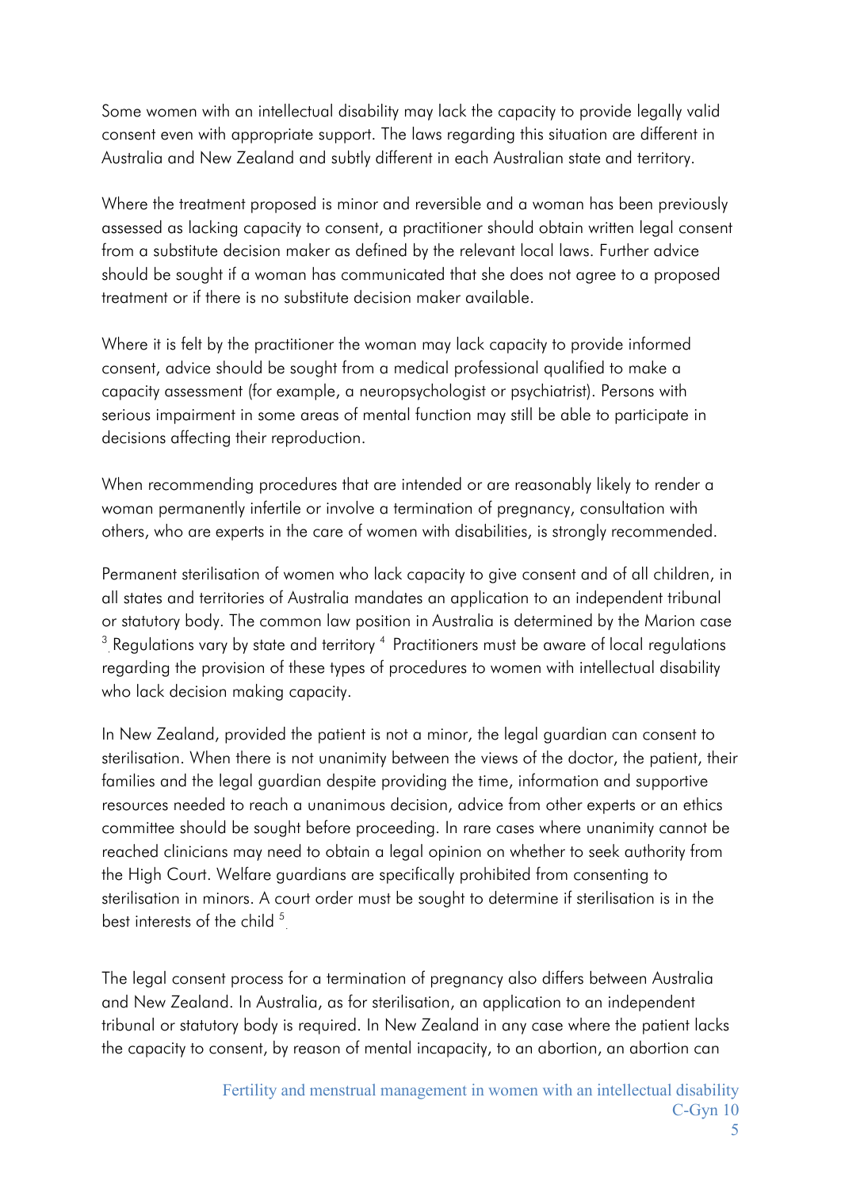Some women with an intellectual disability may lack the capacity to provide legally valid consent even with appropriate support. The laws regarding this situation are different in Australia and New Zealand and subtly different in each Australian state and territory.

Where the treatment proposed is minor and reversible and a woman has been previously assessed as lacking capacity to consent, a practitioner should obtain written legal consent from a substitute decision maker as defined by the relevant local laws. Further advice should be sought if a woman has communicated that she does not agree to a proposed treatment or if there is no substitute decision maker available.

Where it is felt by the practitioner the woman may lack capacity to provide informed consent, advice should be sought from a medical professional qualified to make a capacity assessment (for example, a neuropsychologist or psychiatrist). Persons with serious impairment in some areas of mental function may still be able to participate in decisions affecting their reproduction.

When recommending procedures that are intended or are reasonably likely to render a woman permanently infertile or involve a termination of pregnancy, consultation with others, who are experts in the care of women with disabilities, is strongly recommended.

Permanent sterilisation of women who lack capacity to give consent and of all children, in all states and territories of Australia mandates an application to an independent tribunal or statutory body. The common law position in Australia is determined by the Marion case [3]. Regulations vary by state and territory [4] Practitioners must be aware of local regulations regarding the provision of these types of procedures to women with intellectual disability who lack decision making capacity.

In New Zealand, provided the patient is not a minor, the legal guardian can consent to sterilisation. When there is not unanimity between the views of the doctor, the patient, their families and the legal guardian despite providing the time, information and supportive resources needed to reach a unanimous decision, advice from other experts or an ethics committee should be sought before proceeding. In rare cases where unanimity cannot be reached clinicians may need to obtain a legal opinion on whether to seek authority from the High Court. Welfare guardians are specifically prohibited from consenting to sterilisation in minors. A court order must be sought to determine if sterilisation is in the best interests of the child [5].

The legal consent process for a termination of pregnancy also differs between Australia and New Zealand. In Australia, as for sterilisation, an application to an independent tribunal or statutory body is required. In New Zealand in any case where the patient lacks the capacity to consent, by reason of mental incapacity, to an abortion, an abortion can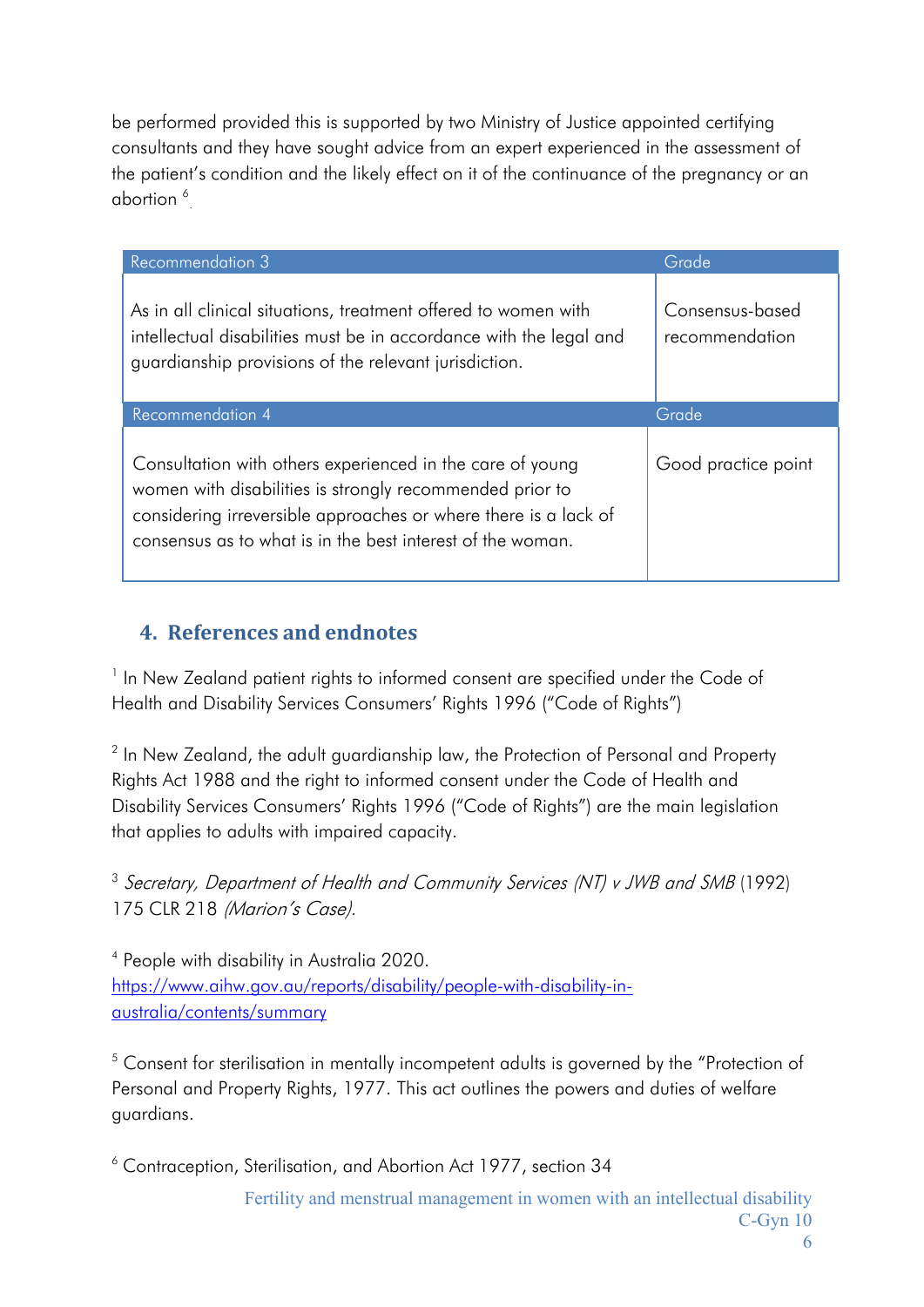be performed provided this is supported by two Ministry of Justice appointed certifying consultants and they have sought advice from an expert experienced in the assessment of the patient's condition and the likely effect on it of the continuance of the pregnancy or an abortion [6].

| Recommendation 3 | Grade |
| --- | --- |
| As in all clinical situations, treatment offered to women with intellectual disabilities must be in accordance with the legal and guardianship provisions of the relevant jurisdiction. | Consensus-based recommendation |

| Recommendation 4 | Grade |
| --- | --- |
| Consultation with others experienced in the care of young women with disabilities is strongly recommended prior to considering irreversible approaches or where there is a lack of consensus as to what is in the best interest of the woman. | Good practice point |

## 4. References and endnotes

[1] In New Zealand patient rights to informed consent are specified under the Code of Health and Disability Services Consumers' Rights 1996 ("Code of Rights")

[2] In New Zealand, the adult guardianship law, the Protection of Personal and Property Rights Act 1988 and the right to informed consent under the Code of Health and Disability Services Consumers' Rights 1996 ("Code of Rights") are the main legislation that applies to adults with impaired capacity.

[3] *Secretary, Department of Health and Community Services (NT) v JWB and SMB* (1992) 175 CLR 218 *(Marion's Case).*

[4] People with disability in Australia 2020. https://www.aihw.gov.au/reports/disability/people-with-disability-in-australia/contents/summary

[5] Consent for sterilisation in mentally incompetent adults is governed by the "Protection of Personal and Property Rights, 1977. This act outlines the powers and duties of welfare guardians.

[6] Contraception, Sterilisation, and Abortion Act 1977, section 34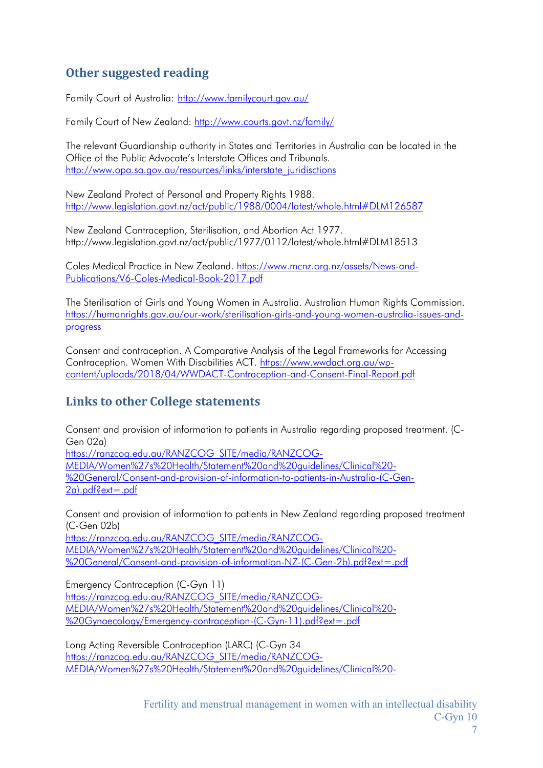## Other suggested reading

Family Court of Australia: http://www.familycourt.gov.au/

Family Court of New Zealand: http://www.courts.govt.nz/family/

The relevant Guardianship authority in States and Territories in Australia can be located in the Office of the Public Advocate's Interstate Offices and Tribunals. http://www.opa.sa.gov.au/resources/links/interstate_juridisctions

New Zealand Protect of Personal and Property Rights 1988. http://www.legislation.govt.nz/act/public/1988/0004/latest/whole.html#DLM126587

New Zealand Contraception, Sterilisation, and Abortion Act 1977. http://www.legislation.govt.nz/act/public/1977/0112/latest/whole.html#DLM18513

Coles Medical Practice in New Zealand. https://www.mcnz.org.nz/assets/News-and-Publications/V6-Coles-Medical-Book-2017.pdf

The Sterilisation of Girls and Young Women in Australia. Australian Human Rights Commission. https://humanrights.gov.au/our-work/sterilisation-girls-and-young-women-australia-issues-and-progress

Consent and contraception. A Comparative Analysis of the Legal Frameworks for Accessing Contraception. Women With Disabilities ACT. https://www.wwdact.org.au/wp-content/uploads/2018/04/WWDACT-Contraception-and-Consent-Final-Report.pdf

## Links to other College statements

Consent and provision of information to patients in Australia regarding proposed treatment. (C-Gen 02a)
https://ranzcog.edu.au/RANZCOG_SITE/media/RANZCOG-MEDIA/Women%27s%20Health/Statement%20and%20guidelines/Clinical%20-%20General/Consent-and-provision-of-information-to-patients-in-Australia-(C-Gen-2a).pdf?ext=.pdf

Consent and provision of information to patients in New Zealand regarding proposed treatment (C-Gen 02b)
https://ranzcog.edu.au/RANZCOG_SITE/media/RANZCOG-MEDIA/Women%27s%20Health/Statement%20and%20guidelines/Clinical%20-%20General/Consent-and-provision-of-information-NZ-(C-Gen-2b).pdf?ext=.pdf

Emergency Contraception (C-Gyn 11)
https://ranzcog.edu.au/RANZCOG_SITE/media/RANZCOG-MEDIA/Women%27s%20Health/Statement%20and%20guidelines/Clinical%20-%20Gynaecology/Emergency-contraception-(C-Gyn-11).pdf?ext=.pdf

Long Acting Reversible Contraception (LARC) (C-Gyn 34
https://ranzcog.edu.au/RANZCOG_SITE/media/RANZCOG-MEDIA/Women%27s%20Health/Statement%20and%20guidelines/Clinical%20-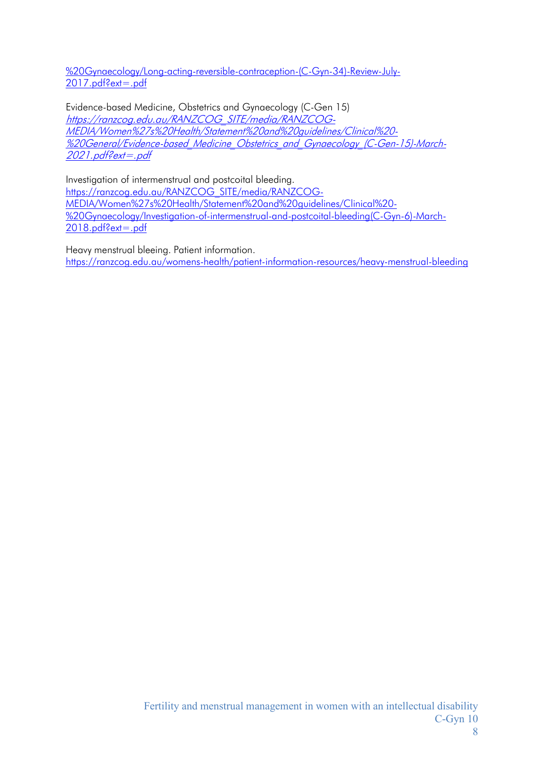%20Gynaecology/Long-acting-reversible-contraception-(C-Gyn-34)-Review-July-2017.pdf?ext=.pdf

Evidence-based Medicine, Obstetrics and Gynaecology (C-Gen 15)
*https://ranzcog.edu.au/RANZCOG_SITE/media/RANZCOG-MEDIA/Women%27s%20Health/Statement%20and%20guidelines/Clinical%20-%20General/Evidence-based_Medicine_Obstetrics_and_Gynaecology_(C-Gen-15)-March-2021.pdf?ext=.pdf*

Investigation of intermenstrual and postcoital bleeding.
https://ranzcog.edu.au/RANZCOG_SITE/media/RANZCOG-MEDIA/Women%27s%20Health/Statement%20and%20guidelines/Clinical%20-%20Gynaecology/Investigation-of-intermenstrual-and-postcoital-bleeding(C-Gyn-6)-March-2018.pdf?ext=.pdf

Heavy menstrual bleeing. Patient information.
https://ranzcog.edu.au/womens-health/patient-information-resources/heavy-menstrual-bleeding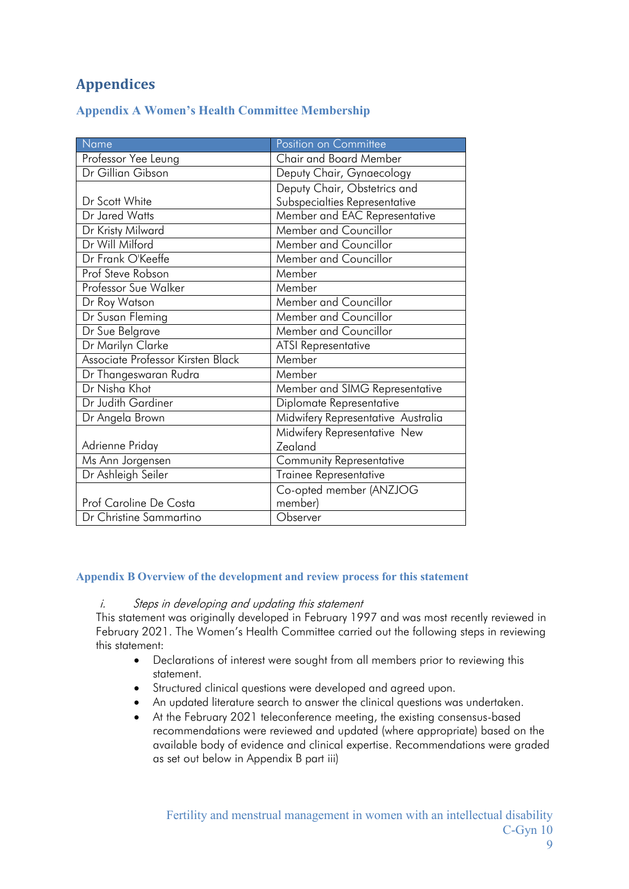# Appendices

## Appendix A Women's Health Committee Membership

| Name | Position on Committee |
|---|---|
| Professor Yee Leung | Chair and Board Member |
| Dr Gillian Gibson | Deputy Chair, Gynaecology |
| Dr Scott White | Deputy Chair, Obstetrics and Subspecialties Representative |
| Dr Jared Watts | Member and EAC Representative |
| Dr Kristy Milward | Member and Councillor |
| Dr Will Milford | Member and Councillor |
| Dr Frank O'Keeffe | Member and Councillor |
| Prof Steve Robson | Member |
| Professor Sue Walker | Member |
| Dr Roy Watson | Member and Councillor |
| Dr Susan Fleming | Member and Councillor |
| Dr Sue Belgrave | Member and Councillor |
| Dr Marilyn Clarke | ATSI Representative |
| Associate Professor Kirsten Black | Member |
| Dr Thangeswaran Rudra | Member |
| Dr Nisha Khot | Member and SIMG Representative |
| Dr Judith Gardiner | Diplomate Representative |
| Dr Angela Brown | Midwifery Representative Australia |
| Adrienne Priday | Midwifery Representative New Zealand |
| Ms Ann Jorgensen | Community Representative |
| Dr Ashleigh Seiler | Trainee Representative |
| Prof Caroline De Costa | Co-opted member (ANZJOG member) |
| Dr Christine Sammartino | Observer |

## Appendix B Overview of the development and review process for this statement

*i. Steps in developing and updating this statement*

This statement was originally developed in February 1997 and was most recently reviewed in February 2021. The Women's Health Committee carried out the following steps in reviewing this statement:

- Declarations of interest were sought from all members prior to reviewing this statement.
- Structured clinical questions were developed and agreed upon.
- An updated literature search to answer the clinical questions was undertaken.
- At the February 2021 teleconference meeting, the existing consensus-based recommendations were reviewed and updated (where appropriate) based on the available body of evidence and clinical expertise. Recommendations were graded as set out below in Appendix B part iii)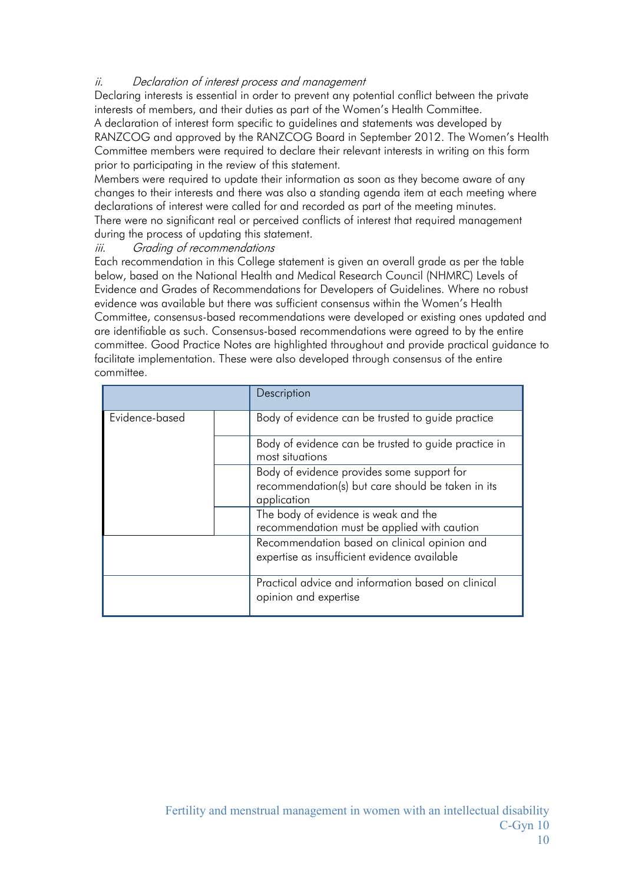*ii. Declaration of interest process and management*

Declaring interests is essential in order to prevent any potential conflict between the private interests of members, and their duties as part of the Women's Health Committee.

A declaration of interest form specific to guidelines and statements was developed by RANZCOG and approved by the RANZCOG Board in September 2012. The Women's Health Committee members were required to declare their relevant interests in writing on this form prior to participating in the review of this statement.

Members were required to update their information as soon as they become aware of any changes to their interests and there was also a standing agenda item at each meeting where declarations of interest were called for and recorded as part of the meeting minutes.

There were no significant real or perceived conflicts of interest that required management during the process of updating this statement.

*iii. Grading of recommendations*

Each recommendation in this College statement is given an overall grade as per the table below, based on the National Health and Medical Research Council (NHMRC) Levels of Evidence and Grades of Recommendations for Developers of Guidelines. Where no robust evidence was available but there was sufficient consensus within the Women's Health Committee, consensus-based recommendations were developed or existing ones updated and are identifiable as such. Consensus-based recommendations were agreed to by the entire committee. Good Practice Notes are highlighted throughout and provide practical guidance to facilitate implementation. These were also developed through consensus of the entire committee.

| | | Description |
|---|---|---|
| Evidence-based | | Body of evidence can be trusted to guide practice |
| | | Body of evidence can be trusted to guide practice in most situations |
| | | Body of evidence provides some support for recommendation(s) but care should be taken in its application |
| | | The body of evidence is weak and the recommendation must be applied with caution |
| | | Recommendation based on clinical opinion and expertise as insufficient evidence available |
| | | Practical advice and information based on clinical opinion and expertise |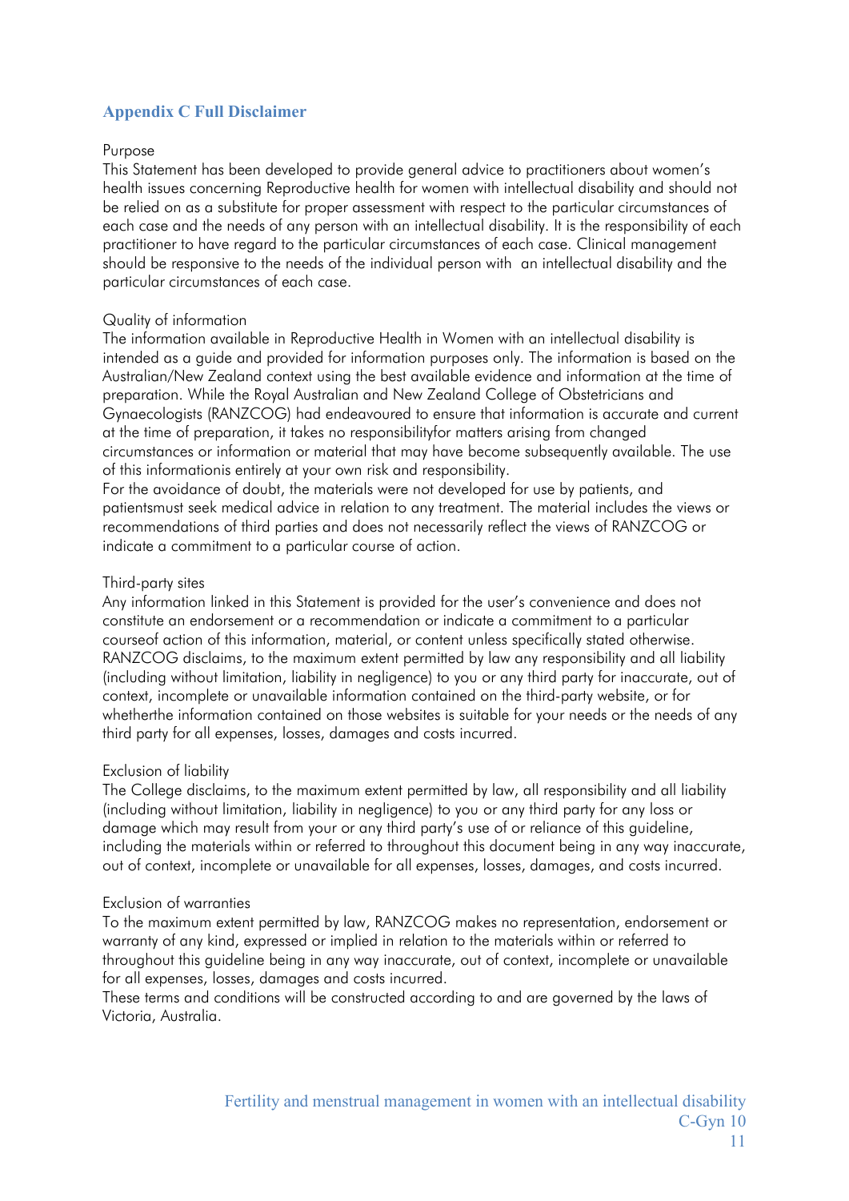## Appendix C Full Disclaimer

Purpose

This Statement has been developed to provide general advice to practitioners about women's health issues concerning Reproductive health for women with intellectual disability and should not be relied on as a substitute for proper assessment with respect to the particular circumstances of each case and the needs of any person with an intellectual disability. It is the responsibility of each practitioner to have regard to the particular circumstances of each case. Clinical management should be responsive to the needs of the individual person with an intellectual disability and the particular circumstances of each case.

Quality of information

The information available in Reproductive Health in Women with an intellectual disability is intended as a guide and provided for information purposes only. The information is based on the Australian/New Zealand context using the best available evidence and information at the time of preparation. While the Royal Australian and New Zealand College of Obstetricians and Gynaecologists (RANZCOG) had endeavoured to ensure that information is accurate and current at the time of preparation, it takes no responsibilityfor matters arising from changed circumstances or information or material that may have become subsequently available. The use of this informationis entirely at your own risk and responsibility.

For the avoidance of doubt, the materials were not developed for use by patients, and patientsmust seek medical advice in relation to any treatment. The material includes the views or recommendations of third parties and does not necessarily reflect the views of RANZCOG or indicate a commitment to a particular course of action.

Third-party sites

Any information linked in this Statement is provided for the user's convenience and does not constitute an endorsement or a recommendation or indicate a commitment to a particular courseof action of this information, material, or content unless specifically stated otherwise. RANZCOG disclaims, to the maximum extent permitted by law any responsibility and all liability (including without limitation, liability in negligence) to you or any third party for inaccurate, out of context, incomplete or unavailable information contained on the third-party website, or for whetherthe information contained on those websites is suitable for your needs or the needs of any third party for all expenses, losses, damages and costs incurred.

Exclusion of liability

The College disclaims, to the maximum extent permitted by law, all responsibility and all liability (including without limitation, liability in negligence) to you or any third party for any loss or damage which may result from your or any third party's use of or reliance of this guideline, including the materials within or referred to throughout this document being in any way inaccurate, out of context, incomplete or unavailable for all expenses, losses, damages, and costs incurred.

Exclusion of warranties

To the maximum extent permitted by law, RANZCOG makes no representation, endorsement or warranty of any kind, expressed or implied in relation to the materials within or referred to throughout this guideline being in any way inaccurate, out of context, incomplete or unavailable for all expenses, losses, damages and costs incurred.

These terms and conditions will be constructed according to and are governed by the laws of Victoria, Australia.